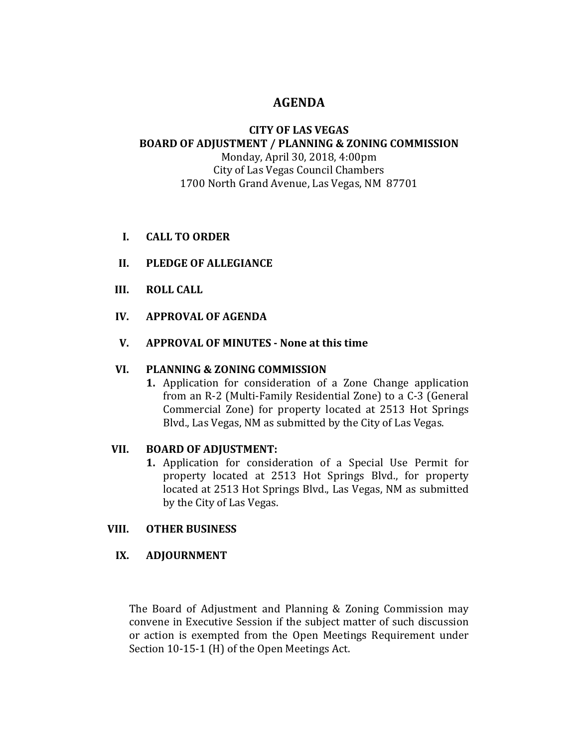# AGENDA

## CITY OF LAS VEGAS
## BOARD OF ADJUSTMENT / PLANNING & ZONING COMMISSION

Monday, April 30, 2018, 4:00pm
City of Las Vegas Council Chambers
1700 North Grand Avenue, Las Vegas, NM 87701

**I. CALL TO ORDER**

**II. PLEDGE OF ALLEGIANCE**

**III. ROLL CALL**

**IV. APPROVAL OF AGENDA**

**V. APPROVAL OF MINUTES - None at this time**

**VI. PLANNING & ZONING COMMISSION**

1. Application for consideration of a Zone Change application from an R-2 (Multi-Family Residential Zone) to a C-3 (General Commercial Zone) for property located at 2513 Hot Springs Blvd., Las Vegas, NM as submitted by the City of Las Vegas.

**VII. BOARD OF ADJUSTMENT:**

1. Application for consideration of a Special Use Permit for property located at 2513 Hot Springs Blvd., for property located at 2513 Hot Springs Blvd., Las Vegas, NM as submitted by the City of Las Vegas.

**VIII. OTHER BUSINESS**

**IX. ADJOURNMENT**

The Board of Adjustment and Planning & Zoning Commission may convene in Executive Session if the subject matter of such discussion or action is exempted from the Open Meetings Requirement under Section 10-15-1 (H) of the Open Meetings Act.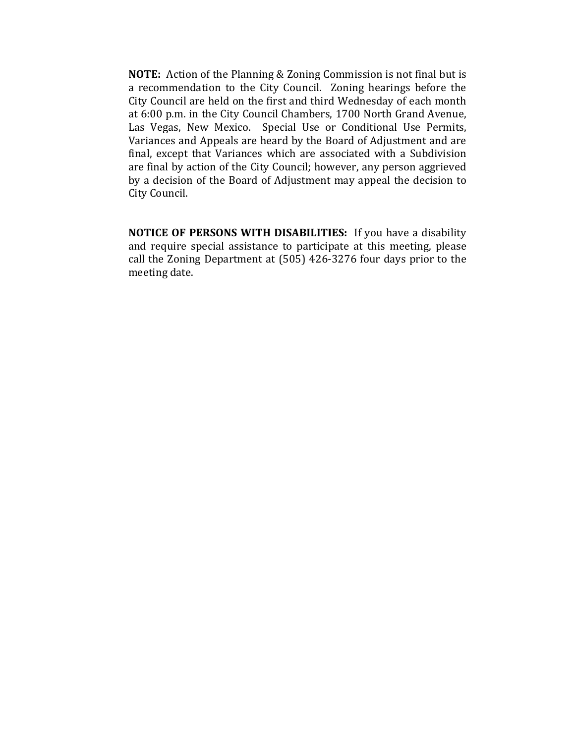**NOTE:** Action of the Planning & Zoning Commission is not final but is a recommendation to the City Council. Zoning hearings before the City Council are held on the first and third Wednesday of each month at 6:00 p.m. in the City Council Chambers, 1700 North Grand Avenue, Las Vegas, New Mexico. Special Use or Conditional Use Permits, Variances and Appeals are heard by the Board of Adjustment and are final, except that Variances which are associated with a Subdivision are final by action of the City Council; however, any person aggrieved by a decision of the Board of Adjustment may appeal the decision to City Council.

**NOTICE OF PERSONS WITH DISABILITIES:** If you have a disability and require special assistance to participate at this meeting, please call the Zoning Department at (505) 426-3276 four days prior to the meeting date.